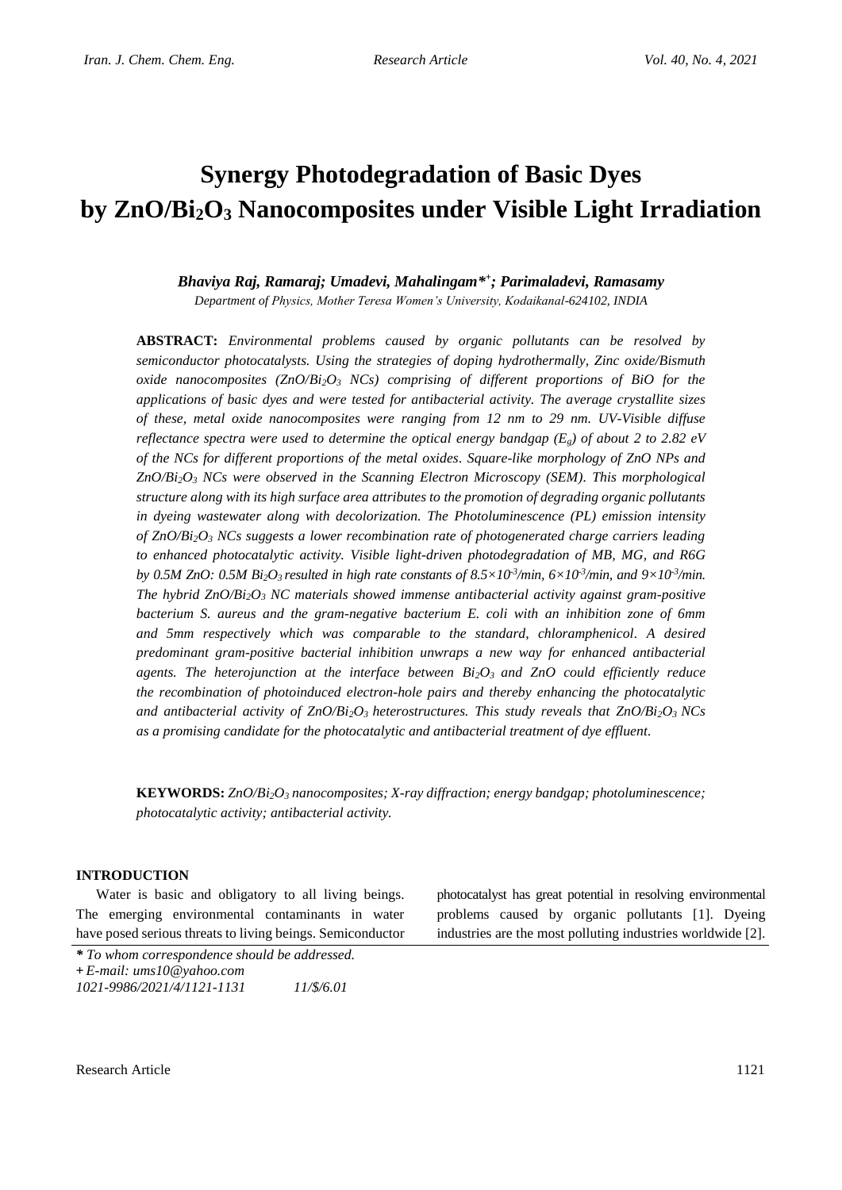# Synergy Photodegradation of Basic Dyes by $ZnO/Bi_2O_3$ Nanocomposites under Visible Light Irradiation

***Bhaviya Raj, Ramaraj; Umadevi, Mahalingam\*[+]; Parimaladevi, Ramasamy***

*Department of Physics, Mother Teresa Women's University, Kodaikanal-624102, INDIA*

**ABSTRACT:** *Environmental problems caused by organic pollutants can be resolved by semiconductor photocatalysts. Using the strategies of doping hydrothermally, Zinc oxide/Bismuth oxide nanocomposites ($ZnO/Bi_2O_3$ NCs) comprising of different proportions of BiO for the applications of basic dyes and were tested for antibacterial activity. The average crystallite sizes of these, metal oxide nanocomposites were ranging from 12 nm to 29 nm. UV-Visible diffuse reflectance spectra were used to determine the optical energy bandgap ($E_g$) of about 2 to 2.82 eV of the NCs for different proportions of the metal oxides. Square-like morphology of ZnO NPs and $ZnO/Bi_2O_3$ NCs were observed in the Scanning Electron Microscopy (SEM). This morphological structure along with its high surface area attributes to the promotion of degrading organic pollutants in dyeing wastewater along with decolorization. The Photoluminescence (PL) emission intensity of $ZnO/Bi_2O_3$ NCs suggests a lower recombination rate of photogenerated charge carriers leading to enhanced photocatalytic activity. Visible light-driven photodegradation of MB, MG, and R6G by 0.5M ZnO: 0.5M $Bi_2O_3$ resulted in high rate constants of $8.5\times10^{-3}$/min, $6\times10^{-3}$/min, and $9\times10^{-3}$/min. The hybrid $ZnO/Bi_2O_3$ NC materials showed immense antibacterial activity against gram-positive bacterium S. aureus and the gram-negative bacterium E. coli with an inhibition zone of 6mm and 5mm respectively which was comparable to the standard, chloramphenicol. A desired predominant gram-positive bacterial inhibition unwraps a new way for enhanced antibacterial agents. The heterojunction at the interface between $Bi_2O_3$ and ZnO could efficiently reduce the recombination of photoinduced electron-hole pairs and thereby enhancing the photocatalytic and antibacterial activity of $ZnO/Bi_2O_3$ heterostructures. This study reveals that $ZnO/Bi_2O_3$ NCs as a promising candidate for the photocatalytic and antibacterial treatment of dye effluent.*

**KEYWORDS:** *$ZnO/Bi_2O_3$ nanocomposites; X-ray diffraction; energy bandgap; photoluminescence; photocatalytic activity; antibacterial activity.*

## INTRODUCTION

Water is basic and obligatory to all living beings. The emerging environmental contaminants in water have posed serious threats to living beings. Semiconductor photocatalyst has great potential in resolving environmental problems caused by organic pollutants [1]. Dyeing industries are the most polluting industries worldwide [2].

*\* To whom correspondence should be addressed.*
*+ E-mail: ums10@yahoo.com*
*1021-9986/2021/4/1121-1131 11/\$/6.01*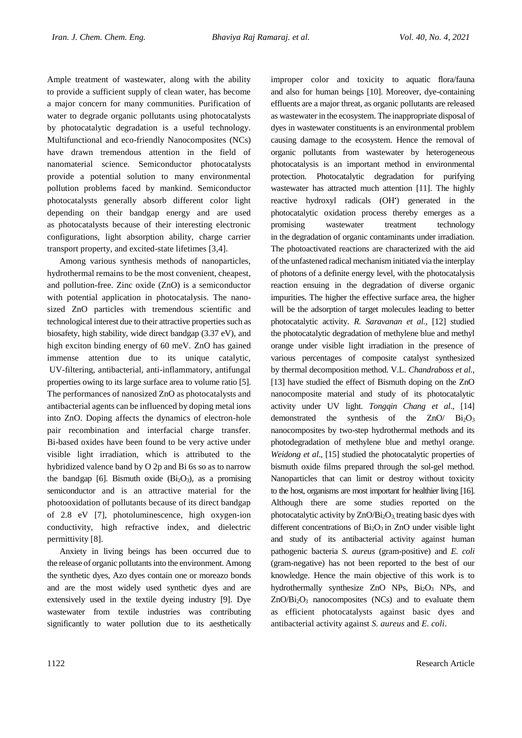Ample treatment of wastewater, along with the ability to provide a sufficient supply of clean water, has become a major concern for many communities. Purification of water to degrade organic pollutants using photocatalysts by photocatalytic degradation is a useful technology. Multifunctional and eco-friendly Nanocomposites (NCs) have drawn tremendous attention in the field of nanomaterial science. Semiconductor photocatalysts provide a potential solution to many environmental pollution problems faced by mankind. Semiconductor photocatalysts generally absorb different color light depending on their bandgap energy and are used as photocatalysts because of their interesting electronic configurations, light absorption ability, charge carrier transport property, and excited-state lifetimes [3,4].

Among various synthesis methods of nanoparticles, hydrothermal remains to be the most convenient, cheapest, and pollution-free. Zinc oxide (ZnO) is a semiconductor with potential application in photocatalysis. The nano-sized ZnO particles with tremendous scientific and technological interest due to their attractive properties such as biosafety, high stability, wide direct bandgap (3.37 eV), and high exciton binding energy of 60 meV. ZnO has gained immense attention due to its unique catalytic, UV-filtering, antibacterial, anti-inflammatory, antifungal properties owing to its large surface area to volume ratio [5]. The performances of nanosized ZnO as photocatalysts and antibacterial agents can be influenced by doping metal ions into ZnO. Doping affects the dynamics of electron-hole pair recombination and interfacial charge transfer. Bi-based oxides have been found to be very active under visible light irradiation, which is attributed to the hybridized valence band by O 2p and Bi 6s so as to narrow the bandgap [6]. Bismuth oxide ($Bi_2O_3$), as a promising semiconductor and is an attractive material for the photooxidation of pollutants because of its direct bandgap of 2.8 eV [7], photoluminescence, high oxygen-ion conductivity, high refractive index, and dielectric permittivity [8].

Anxiety in living beings has been occurred due to the release of organic pollutants into the environment. Among the synthetic dyes, Azo dyes contain one or moreazo bonds and are the most widely used synthetic dyes and are extensively used in the textile dyeing industry [9]. Dye wastewater from textile industries was contributing significantly to water pollution due to its aesthetically improper color and toxicity to aquatic flora/fauna and also for human beings [10]. Moreover, dye-containing effluents are a major threat, as organic pollutants are released as wastewater in the ecosystem. The inappropriate disposal of dyes in wastewater constituents is an environmental problem causing damage to the ecosystem. Hence the removal of organic pollutants from wastewater by heterogeneous photocatalysis is an important method in environmental protection. Photocatalytic degradation for purifying wastewater has attracted much attention [11]. The highly reactive hydroxyl radicals ($OH^{\bullet}$) generated in the photocatalytic oxidation process thereby emerges as a promising wastewater treatment technology in the degradation of organic contaminants under irradiation. The photoactivated reactions are characterized with the aid of the unfastened radical mechanism initiated via the interplay of photons of a definite energy level, with the photocatalysis reaction ensuing in the degradation of diverse organic impurities. The higher the effective surface area, the higher will be the adsorption of target molecules leading to better photocatalytic activity. *R. Saravanan et al.,* [12] studied the photocatalytic degradation of methylene blue and methyl orange under visible light irradiation in the presence of various percentages of composite catalyst synthesized by thermal decomposition method. V.L. *Chandraboss et al.,* [13] have studied the effect of Bismuth doping on the ZnO nanocomposite material and study of its photocatalytic activity under UV light. *Tongqin Chang et al*., [14] demonstrated the synthesis of the ZnO/ $Bi_2O_3$ nanocomposites by two-step hydrothermal methods and its photodegradation of methylene blue and methyl orange. *Weidong et al*., [15] studied the photocatalytic properties of bismuth oxide films prepared through the sol-gel method. Nanoparticles that can limit or destroy without toxicity to the host, organisms are most important for healthier living [16]. Although there are some studies reported on the photocatalytic activity by ZnO/$Bi_2O_3$, treating basic dyes with different concentrations of $Bi_2O_3$ in ZnO under visible light and study of its antibacterial activity against human pathogenic bacteria *S. aureus* (gram-positive) and *E. coli* (gram-negative) has not been reported to the best of our knowledge. Hence the main objective of this work is to hydrothermally synthesize ZnO NPs, $Bi_2O_3$ NPs, and ZnO/$Bi_2O_3$ nanocomposites (NCs) and to evaluate them as efficient photocatalysts against basic dyes and antibacterial activity against *S. aureus* and *E. coli*.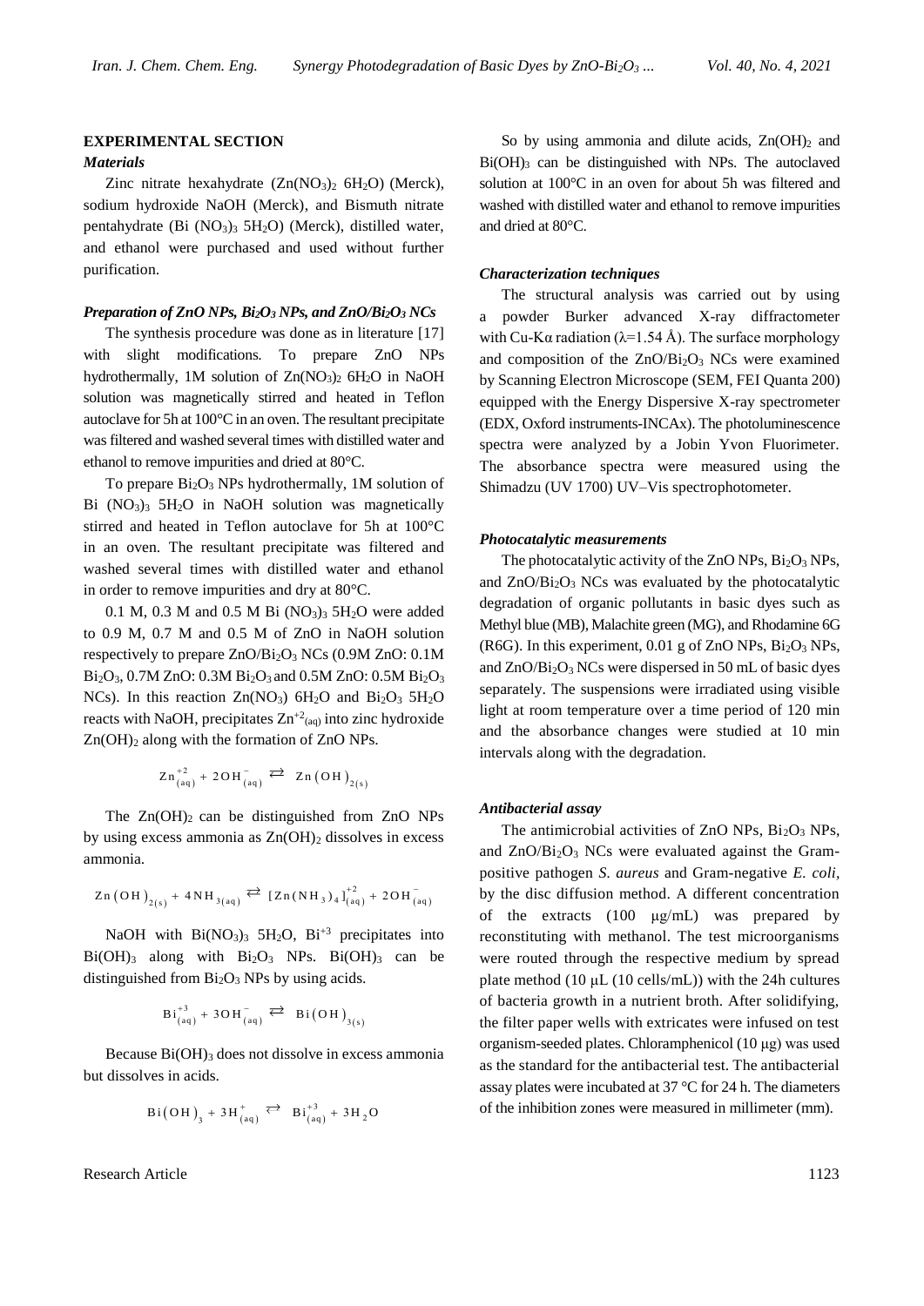## EXPERIMENTAL SECTION

### *Materials*

Zinc nitrate hexahydrate ($Zn(NO_3)_2$ $6H_2O$) (Merck), sodium hydroxide NaOH (Merck), and Bismuth nitrate pentahydrate (Bi $(NO_3)_3$ $5H_2O$) (Merck), distilled water, and ethanol were purchased and used without further purification.

### *Preparation of ZnO NPs, $Bi_2O_3$ NPs, and ZnO/$Bi_2O_3$ NCs*

The synthesis procedure was done as in literature [17] with slight modifications. To prepare ZnO NPs hydrothermally, 1M solution of $Zn(NO_3)_2$ $6H_2O$ in NaOH solution was magnetically stirred and heated in Teflon autoclave for 5h at 100°C in an oven. The resultant precipitate was filtered and washed several times with distilled water and ethanol to remove impurities and dried at 80°C.

To prepare $Bi_2O_3$ NPs hydrothermally, 1M solution of Bi $(NO_3)_3$ $5H_2O$ in NaOH solution was magnetically stirred and heated in Teflon autoclave for 5h at 100°C in an oven. The resultant precipitate was filtered and washed several times with distilled water and ethanol in order to remove impurities and dry at 80°C.

0.1 M, 0.3 M and 0.5 M Bi $(NO_3)_3$ $5H_2O$ were added to 0.9 M, 0.7 M and 0.5 M of ZnO in NaOH solution respectively to prepare ZnO/$Bi_2O_3$ NCs (0.9M ZnO: 0.1M $Bi_2O_3$, 0.7M ZnO: 0.3M $Bi_2O_3$ and 0.5M ZnO: 0.5M $Bi_2O_3$ NCs). In this reaction $Zn(NO_3)$ $6H_2O$ and $Bi_2O_3$ $5H_2O$ reacts with NaOH, precipitates $Zn^{+2}_{(aq)}$ into zinc hydroxide $Zn(OH)_2$ along with the formation of ZnO NPs.

$$Zn^{+2}_{(aq)} + 2OH^-_{(aq)} \rightleftarrows Zn(OH)_{2(s)}$$

The $Zn(OH)_2$ can be distinguished from ZnO NPs by using excess ammonia as $Zn(OH)_2$ dissolves in excess ammonia.

$$Zn(OH)_{2(s)} + 4NH_{3(aq)} \rightleftarrows [Zn(NH_3)_4]^{+2}_{(aq)} + 2OH^-_{(aq)}$$

NaOH with $Bi(NO_3)_3$ $5H_2O$, $Bi^{+3}$ precipitates into $Bi(OH)_3$ along with $Bi_2O_3$ NPs. $Bi(OH)_3$ can be distinguished from $Bi_2O_3$ NPs by using acids.

$$Bi^{+3}_{(aq)} + 3OH^-_{(aq)} \rightleftarrows Bi(OH)_{3(s)}$$

Because $Bi(OH)_3$ does not dissolve in excess ammonia but dissolves in acids.

$$Bi(OH)_3 + 3H^+_{(aq)} \rightleftarrows Bi^{+3}_{(aq)} + 3H_2O$$

So by using ammonia and dilute acids, $Zn(OH)_2$ and $Bi(OH)_3$ can be distinguished with NPs. The autoclaved solution at 100°C in an oven for about 5h was filtered and washed with distilled water and ethanol to remove impurities and dried at 80°C.

### *Characterization techniques*

The structural analysis was carried out by using a powder Burker advanced X-ray diffractometer with Cu-Kα radiation (λ=1.54 Å). The surface morphology and composition of the ZnO/$Bi_2O_3$ NCs were examined by Scanning Electron Microscope (SEM, FEI Quanta 200) equipped with the Energy Dispersive X-ray spectrometer (EDX, Oxford instruments-INCAx). The photoluminescence spectra were analyzed by a Jobin Yvon Fluorimeter. The absorbance spectra were measured using the Shimadzu (UV 1700) UV–Vis spectrophotometer.

### *Photocatalytic measurements*

The photocatalytic activity of the ZnO NPs, $Bi_2O_3$ NPs, and ZnO/$Bi_2O_3$ NCs was evaluated by the photocatalytic degradation of organic pollutants in basic dyes such as Methyl blue (MB), Malachite green (MG), and Rhodamine 6G (R6G). In this experiment, 0.01 g of ZnO NPs, $Bi_2O_3$ NPs, and ZnO/$Bi_2O_3$ NCs were dispersed in 50 mL of basic dyes separately. The suspensions were irradiated using visible light at room temperature over a time period of 120 min and the absorbance changes were studied at 10 min intervals along with the degradation.

### *Antibacterial assay*

The antimicrobial activities of ZnO NPs, $Bi_2O_3$ NPs, and ZnO/$Bi_2O_3$ NCs were evaluated against the Gram-positive pathogen *S. aureus* and Gram-negative *E. coli*, by the disc diffusion method. A different concentration of the extracts (100 μg/mL) was prepared by reconstituting with methanol. The test microorganisms were routed through the respective medium by spread plate method (10 μL (10 cells/mL)) with the 24h cultures of bacteria growth in a nutrient broth. After solidifying, the filter paper wells with extricates were infused on test organism-seeded plates. Chloramphenicol (10 μg) was used as the standard for the antibacterial test. The antibacterial assay plates were incubated at 37 °C for 24 h. The diameters of the inhibition zones were measured in millimeter (mm).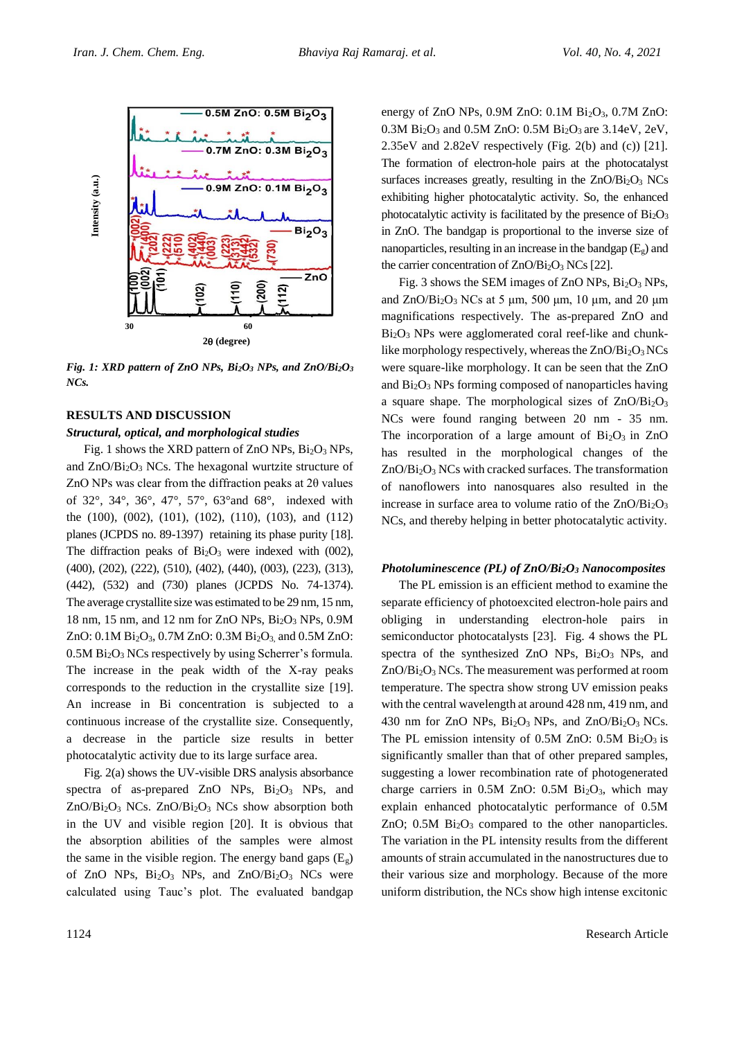*Fig. 1: XRD pattern of ZnO NPs, $Bi_2O_3$ NPs, and ZnO/$Bi_2O_3$ NCs.*

## RESULTS AND DISCUSSION

### *Structural, optical, and morphological studies*

Fig. 1 shows the XRD pattern of ZnO NPs, $Bi_2O_3$ NPs, and ZnO/$Bi_2O_3$ NCs. The hexagonal wurtzite structure of ZnO NPs was clear from the diffraction peaks at 2θ values of 32°, 34°, 36°, 47°, 57°, 63°and 68°, indexed with the (100), (002), (101), (102), (110), (103), and (112) planes (JCPDS no. 89-1397) retaining its phase purity [18]. The diffraction peaks of $Bi_2O_3$ were indexed with (002), (400), (202), (222), (510), (402), (440), (003), (223), (313), (442), (532) and (730) planes (JCPDS No. 74-1374). The average crystallite size was estimated to be 29 nm, 15 nm, 18 nm, 15 nm, and 12 nm for ZnO NPs, $Bi_2O_3$ NPs, 0.9M ZnO: 0.1M $Bi_2O_3$, 0.7M ZnO: 0.3M $Bi_2O_3$, and 0.5M ZnO: 0.5M $Bi_2O_3$ NCs respectively by using Scherrer's formula. The increase in the peak width of the X-ray peaks corresponds to the reduction in the crystallite size [19]. An increase in Bi concentration is subjected to a continuous increase of the crystallite size. Consequently, a decrease in the particle size results in better photocatalytic activity due to its large surface area.

Fig. 2(a) shows the UV-visible DRS analysis absorbance spectra of as-prepared ZnO NPs, $Bi_2O_3$ NPs, and ZnO/$Bi_2O_3$ NCs. ZnO/$Bi_2O_3$ NCs show absorption both in the UV and visible region [20]. It is obvious that the absorption abilities of the samples were almost the same in the visible region. The energy band gaps ($E_g$) of ZnO NPs, $Bi_2O_3$ NPs, and ZnO/$Bi_2O_3$ NCs were calculated using Tauc's plot. The evaluated bandgap energy of ZnO NPs, 0.9M ZnO: 0.1M $Bi_2O_3$, 0.7M ZnO: 0.3M $Bi_2O_3$ and 0.5M ZnO: 0.5M $Bi_2O_3$ are 3.14eV, 2eV, 2.35eV and 2.82eV respectively (Fig. 2(b) and (c)) [21]. The formation of electron-hole pairs at the photocatalyst surfaces increases greatly, resulting in the ZnO/$Bi_2O_3$ NCs exhibiting higher photocatalytic activity. So, the enhanced photocatalytic activity is facilitated by the presence of $Bi_2O_3$ in ZnO. The bandgap is proportional to the inverse size of nanoparticles, resulting in an increase in the bandgap ($E_g$) and the carrier concentration of ZnO/$Bi_2O_3$ NCs [22].

Fig. 3 shows the SEM images of ZnO NPs, $Bi_2O_3$ NPs, and ZnO/$Bi_2O_3$ NCs at 5 µm, 500 µm, 10 µm, and 20 µm magnifications respectively. The as-prepared ZnO and $Bi_2O_3$ NPs were agglomerated coral reef-like and chunk-like morphology respectively, whereas the ZnO/$Bi_2O_3$ NCs were square-like morphology. It can be seen that the ZnO and $Bi_2O_3$ NPs forming composed of nanoparticles having a square shape. The morphological sizes of ZnO/$Bi_2O_3$ NCs were found ranging between 20 nm - 35 nm. The incorporation of a large amount of $Bi_2O_3$ in ZnO has resulted in the morphological changes of the ZnO/$Bi_2O_3$ NCs with cracked surfaces. The transformation of nanoflowers into nanosquares also resulted in the increase in surface area to volume ratio of the ZnO/$Bi_2O_3$ NCs, and thereby helping in better photocatalytic activity.

### *Photoluminescence (PL) of ZnO/$Bi_2O_3$ Nanocomposites*

The PL emission is an efficient method to examine the separate efficiency of photoexcited electron-hole pairs and obliging in understanding electron-hole pairs in semiconductor photocatalysts [23]. Fig. 4 shows the PL spectra of the synthesized ZnO NPs, $Bi_2O_3$ NPs, and ZnO/$Bi_2O_3$ NCs. The measurement was performed at room temperature. The spectra show strong UV emission peaks with the central wavelength at around 428 nm, 419 nm, and 430 nm for ZnO NPs, $Bi_2O_3$ NPs, and ZnO/$Bi_2O_3$ NCs. The PL emission intensity of 0.5M ZnO: 0.5M $Bi_2O_3$ is significantly smaller than that of other prepared samples, suggesting a lower recombination rate of photogenerated charge carriers in 0.5M ZnO: 0.5M $Bi_2O_3$, which may explain enhanced photocatalytic performance of 0.5M ZnO; 0.5M $Bi_2O_3$ compared to the other nanoparticles. The variation in the PL intensity results from the different amounts of strain accumulated in the nanostructures due to their various size and morphology. Because of the more uniform distribution, the NCs show high intense excitonic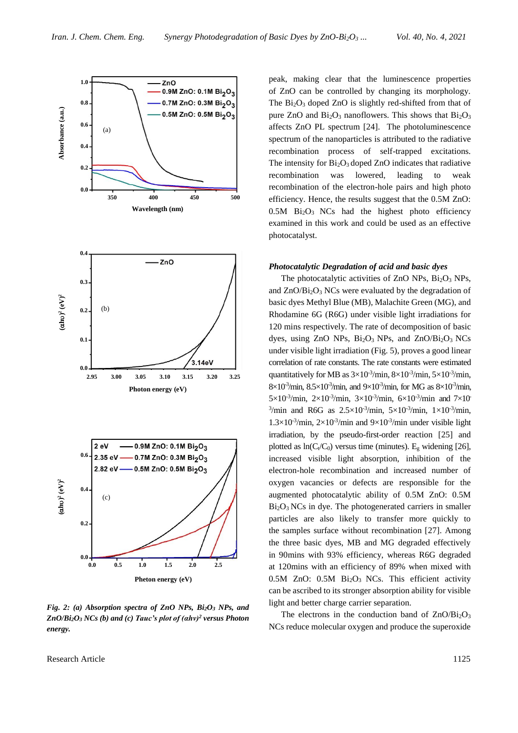*Fig. 2: (a) Absorption spectra of ZnO NPs, $Bi_2O_3$ NPs, and $ZnO/Bi_2O_3$ NCs (b) and (c) Tauc's plot of $(\alpha h\nu)^2$ versus Photon energy.*

peak, making clear that the luminescence properties of ZnO can be controlled by changing its morphology. The $Bi_2O_3$ doped ZnO is slightly red-shifted from that of pure ZnO and $Bi_2O_3$ nanoflowers. This shows that $Bi_2O_3$ affects ZnO PL spectrum [24]. The photoluminescence spectrum of the nanoparticles is attributed to the radiative recombination process of self-trapped excitations. The intensity for $Bi_2O_3$ doped ZnO indicates that radiative recombination was lowered, leading to weak recombination of the electron-hole pairs and high photo efficiency. Hence, the results suggest that the 0.5M ZnO: 0.5M $Bi_2O_3$ NCs had the highest photo efficiency examined in this work and could be used as an effective photocatalyst.

### *Photocatalytic Degradation of acid and basic dyes*

The photocatalytic activities of ZnO NPs, $Bi_2O_3$ NPs, and $ZnO/Bi_2O_3$ NCs were evaluated by the degradation of basic dyes Methyl Blue (MB), Malachite Green (MG), and Rhodamine 6G (R6G) under visible light irradiations for 120 mins respectively. The rate of decomposition of basic dyes, using ZnO NPs, $Bi_2O_3$ NPs, and $ZnO/Bi_2O_3$ NCs under visible light irradiation (Fig. 5), proves a good linear correlation of rate constants. The rate constants were estimated quantitatively for MB as $3\times10^{-3}$/min, $8\times10^{-3}$/min, $5\times10^{-3}$/min, $8\times10^{-3}$/min, $8.5\times10^{-3}$/min, and $9\times10^{-3}$/min, for MG as $8\times10^{-3}$/min, $5\times10^{-3}$/min, $2\times10^{-3}$/min, $3\times10^{-3}$/min, $6\times10^{-3}$/min and $7\times10^{-3}$/min and R6G as $2.5\times10^{-3}$/min, $5\times10^{-3}$/min, $1\times10^{-3}$/min, $1.3\times10^{-3}$/min, $2\times10^{-3}$/min and $9\times10^{-3}$/min under visible light irradiation, by the pseudo-first-order reaction [25] and plotted as $\ln(C_t/C_0)$ versus time (minutes). $E_g$ widening [26], increased visible light absorption, inhibition of the electron-hole recombination and increased number of oxygen vacancies or defects are responsible for the augmented photocatalytic ability of 0.5M ZnO: 0.5M $Bi_2O_3$ NCs in dye. The photogenerated carriers in smaller particles are also likely to transfer more quickly to the samples surface without recombination [27]. Among the three basic dyes, MB and MG degraded effectively in 90mins with 93% efficiency, whereas R6G degraded at 120mins with an efficiency of 89% when mixed with 0.5M ZnO: 0.5M $Bi_2O_3$ NCs. This efficient activity can be ascribed to its stronger absorption ability for visible light and better charge carrier separation.

The electrons in the conduction band of $ZnO/Bi_2O_3$ NCs reduce molecular oxygen and produce the superoxide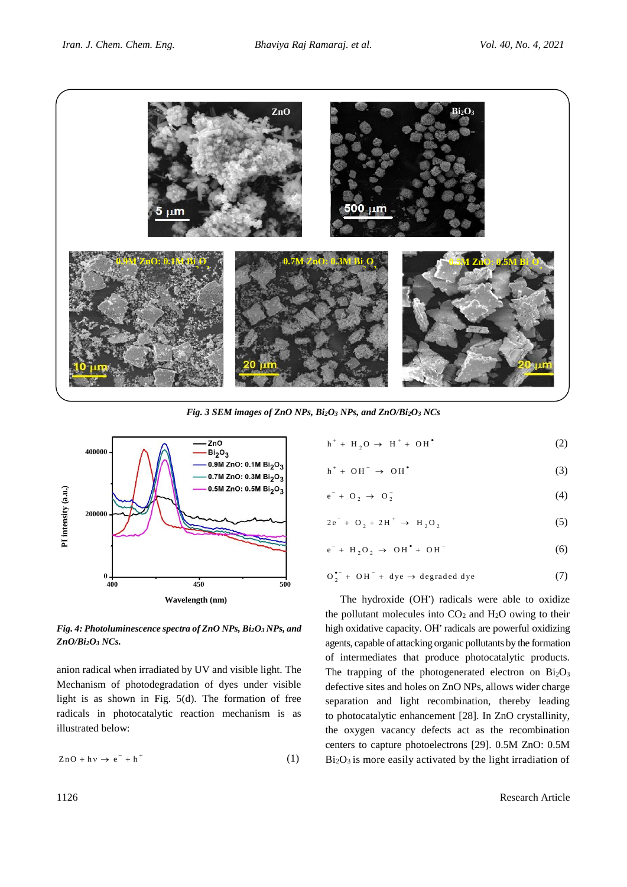*Fig. 3 SEM images of ZnO NPs, $Bi_2O_3$ NPs, and ZnO/$Bi_2O_3$ NCs*

*Fig. 4: Photoluminescence spectra of ZnO NPs, $Bi_2O_3$ NPs, and ZnO/$Bi_2O_3$ NCs.*

anion radical when irradiated by UV and visible light. The Mechanism of photodegradation of dyes under visible light is as shown in Fig. 5(d). The formation of free radicals in photocatalytic reaction mechanism is as illustrated below:

$$ZnO + h\nu \rightarrow e^- + h^+ \quad (1)$$

$$h^+ + H_2O \rightarrow H^+ + OH^\bullet \quad (2)$$

$$h^+ + OH^- \rightarrow OH^\bullet \quad (3)$$

$$e^- + O_2 \rightarrow O_2^- \quad (4)$$

$$2e^- + O_2 + 2H^+ \rightarrow H_2O_2 \quad (5)$$

$$e^- + H_2O_2 \rightarrow OH^\bullet + OH^- \quad (6)$$

$$O_2^{\bullet -} + OH^- + dye \rightarrow degraded\ dye \quad (7)$$

The hydroxide ($OH^\bullet$) radicals were able to oxidize the pollutant molecules into $CO_2$ and $H_2O$ owing to their high oxidative capacity. $OH^\bullet$ radicals are powerful oxidizing agents, capable of attacking organic pollutants by the formation of intermediates that produce photocatalytic products. The trapping of the photogenerated electron on $Bi_2O_3$ defective sites and holes on ZnO NPs, allows wider charge separation and light recombination, thereby leading to photocatalytic enhancement [28]. In ZnO crystallinity, the oxygen vacancy defects act as the recombination centers to capture photoelectrons [29]. 0.5M ZnO: 0.5M $Bi_2O_3$ is more easily activated by the light irradiation of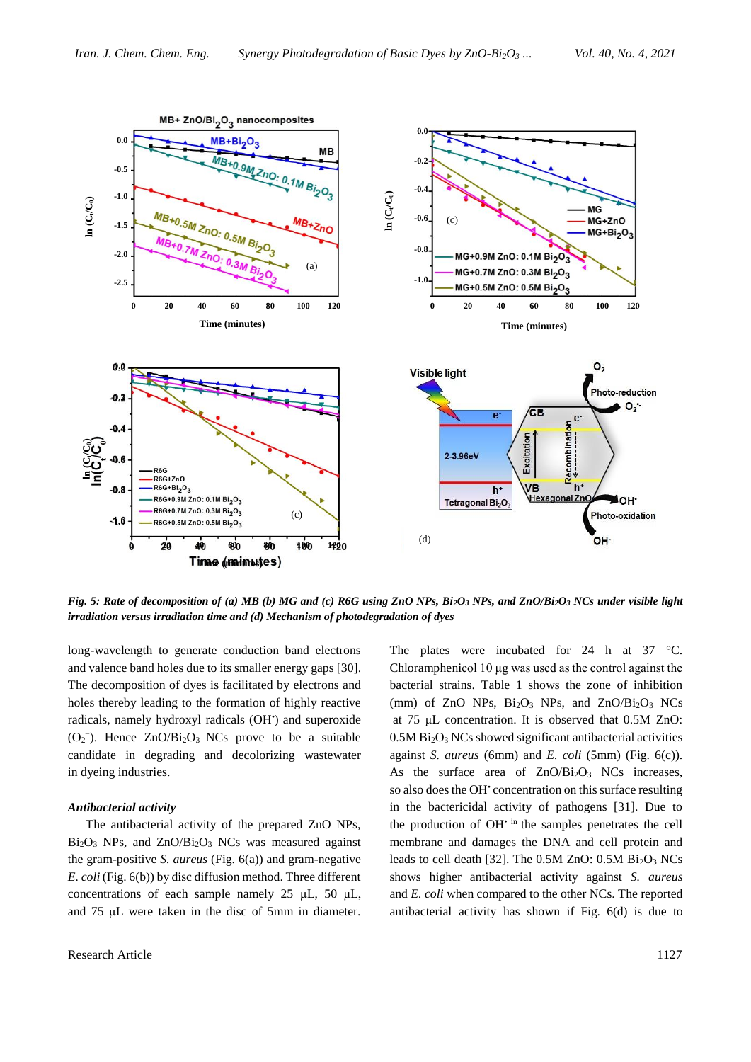*Fig. 5: Rate of decomposition of (a) MB (b) MG and (c) R6G using ZnO NPs, $Bi_2O_3$ NPs, and $ZnO/Bi_2O_3$ NCs under visible light irradiation versus irradiation time and (d) Mechanism of photodegradation of dyes*

long-wavelength to generate conduction band electrons and valence band holes due to its smaller energy gaps [30]. The decomposition of dyes is facilitated by electrons and holes thereby leading to the formation of highly reactive radicals, namely hydroxyl radicals ($OH^{\bullet}$) and superoxide ($O_2^{-}$). Hence $ZnO/Bi_2O_3$ NCs prove to be a suitable candidate in degrading and decolorizing wastewater in dyeing industries.

### *Antibacterial activity*

The antibacterial activity of the prepared ZnO NPs, $Bi_2O_3$ NPs, and $ZnO/Bi_2O_3$ NCs was measured against the gram-positive *S. aureus* (Fig. 6(a)) and gram-negative *E. coli* (Fig. 6(b)) by disc diffusion method. Three different concentrations of each sample namely 25 µL, 50 µL, and 75 µL were taken in the disc of 5mm in diameter. The plates were incubated for 24 h at 37 °C. Chloramphenicol 10 µg was used as the control against the bacterial strains. Table 1 shows the zone of inhibition (mm) of ZnO NPs, $Bi_2O_3$ NPs, and $ZnO/Bi_2O_3$ NCs at 75 µL concentration. It is observed that 0.5M ZnO: 0.5M $Bi_2O_3$ NCs showed significant antibacterial activities against *S. aureus* (6mm) and *E. coli* (5mm) (Fig. 6(c)). As the surface area of $ZnO/Bi_2O_3$ NCs increases, so also does the $OH^{\bullet}$ concentration on this surface resulting in the bactericidal activity of pathogens [31]. Due to the production of $OH^{\bullet}$ in the samples penetrates the cell membrane and damages the DNA and cell protein and leads to cell death [32]. The 0.5M ZnO: 0.5M $Bi_2O_3$ NCs shows higher antibacterial activity against *S. aureus* and *E. coli* when compared to the other NCs. The reported antibacterial activity has shown if Fig. 6(d) is due to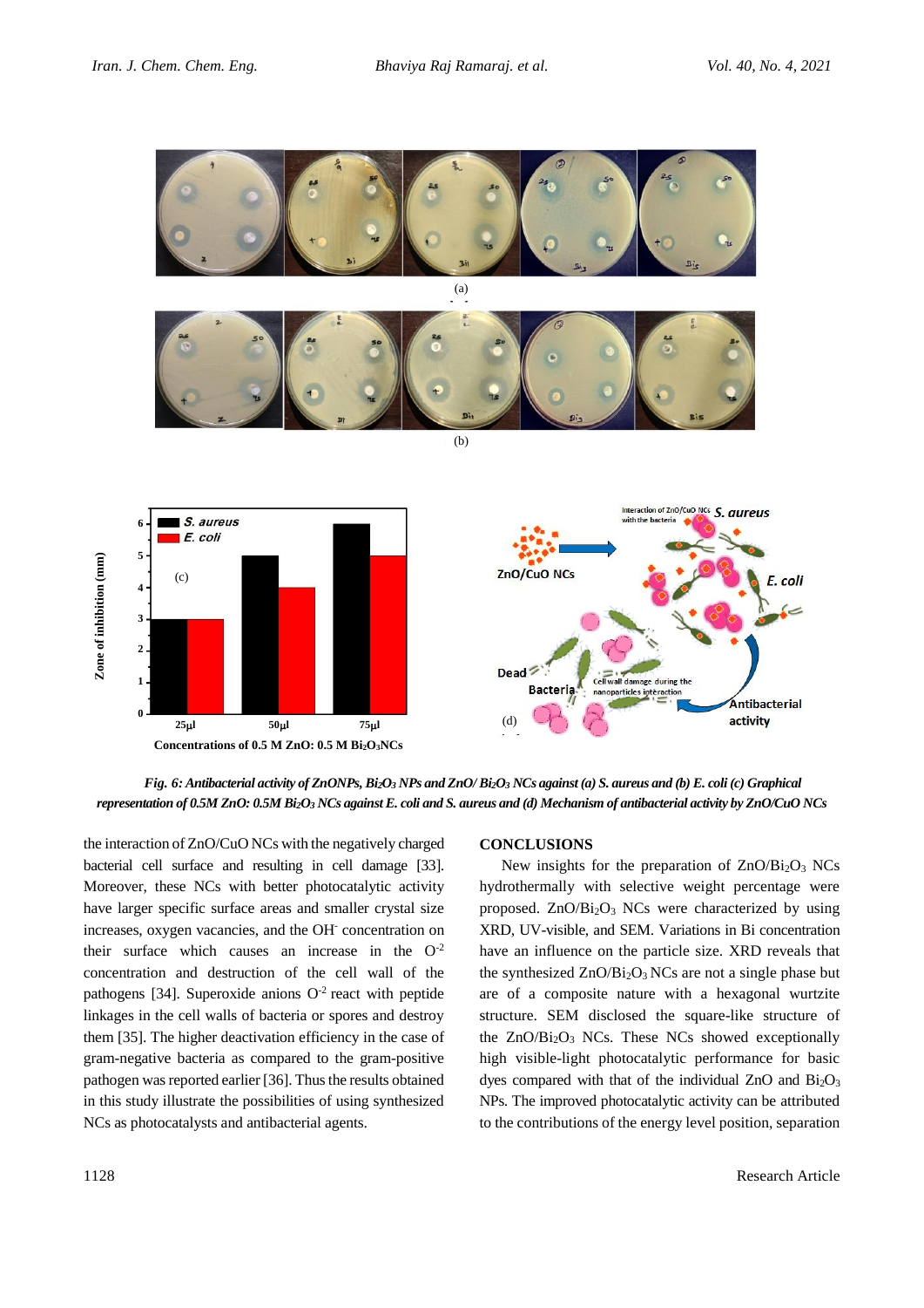*Fig. 6: Antibacterial activity of ZnONPs, $Bi_2O_3$ NPs and ZnO/ $Bi_2O_3$ NCs against (a) S. aureus and (b) E. coli (c) Graphical representation of 0.5M ZnO: 0.5M $Bi_2O_3$ NCs against E. coli and S. aureus and (d) Mechanism of antibacterial activity by ZnO/CuO NCs*

the interaction of ZnO/CuO NCs with the negatively charged bacterial cell surface and resulting in cell damage [33]. Moreover, these NCs with better photocatalytic activity have larger specific surface areas and smaller crystal size increases, oxygen vacancies, and the $OH^-$ concentration on their surface which causes an increase in the $O^{-2}$ concentration and destruction of the cell wall of the pathogens [34]. Superoxide anions $O^{-2}$ react with peptide linkages in the cell walls of bacteria or spores and destroy them [35]. The higher deactivation efficiency in the case of gram-negative bacteria as compared to the gram-positive pathogen was reported earlier [36]. Thus the results obtained in this study illustrate the possibilities of using synthesized NCs as photocatalysts and antibacterial agents.

## CONCLUSIONS

New insights for the preparation of $ZnO/Bi_2O_3$ NCs hydrothermally with selective weight percentage were proposed. $ZnO/Bi_2O_3$ NCs were characterized by using XRD, UV-visible, and SEM. Variations in Bi concentration have an influence on the particle size. XRD reveals that the synthesized $ZnO/Bi_2O_3$ NCs are not a single phase but are of a composite nature with a hexagonal wurtzite structure. SEM disclosed the square-like structure of the $ZnO/Bi_2O_3$ NCs. These NCs showed exceptionally high visible-light photocatalytic performance for basic dyes compared with that of the individual ZnO and $Bi_2O_3$ NPs. The improved photocatalytic activity can be attributed to the contributions of the energy level position, separation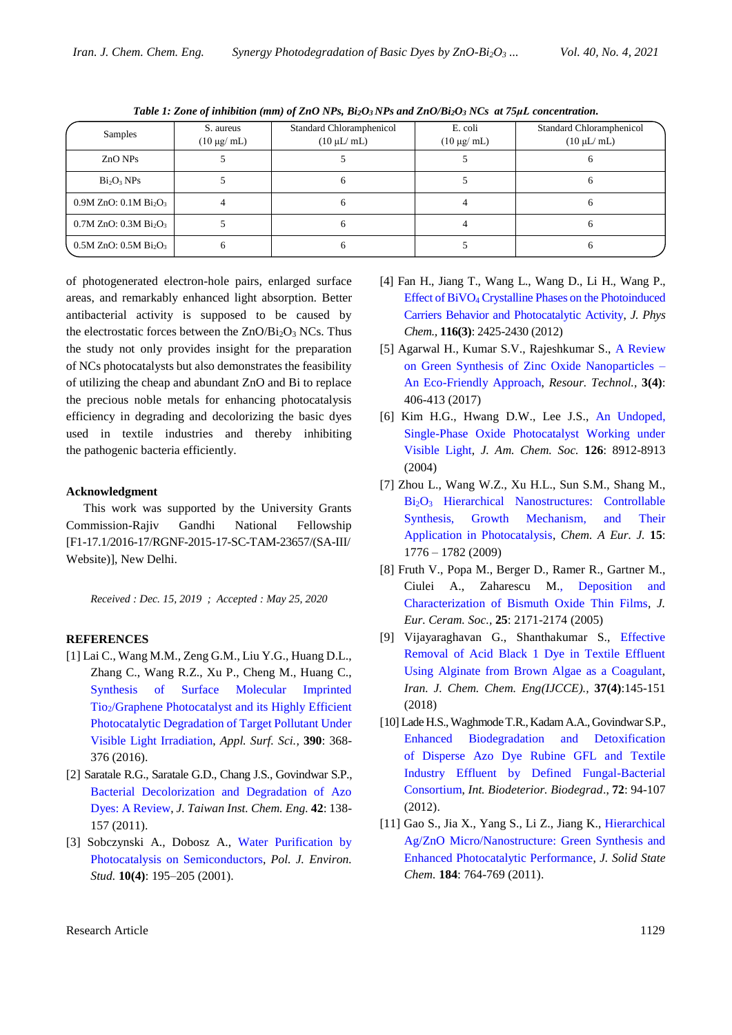*Table 1: Zone of inhibition (mm) of ZnO NPs, $Bi_2O_3$ NPs and $ZnO/Bi_2O_3$ NCs at 75µL concentration.*

| Samples | S. aureus (10 µg/ mL) | Standard Chloramphenicol (10 µL/ mL) | E. coli (10 µg/ mL) | Standard Chloramphenicol (10 µL/ mL) |
|---|---|---|---|---|
| ZnO NPs | 5 | 5 | 5 | 6 |
| $Bi_2O_3$ NPs | 5 | 6 | 5 | 6 |
| 0.9M ZnO: 0.1M $Bi_2O_3$ | 4 | 6 | 4 | 6 |
| 0.7M ZnO: 0.3M $Bi_2O_3$ | 5 | 6 | 4 | 6 |
| 0.5M ZnO: 0.5M $Bi_2O_3$ | 6 | 6 | 5 | 6 |

of photogenerated electron-hole pairs, enlarged surface areas, and remarkably enhanced light absorption. Better antibacterial activity is supposed to be caused by the electrostatic forces between the $ZnO/Bi_2O_3$ NCs. Thus the study not only provides insight for the preparation of NCs photocatalysts but also demonstrates the feasibility of utilizing the cheap and abundant ZnO and Bi to replace the precious noble metals for enhancing photocatalysis efficiency in degrading and decolorizing the basic dyes used in textile industries and thereby inhibiting the pathogenic bacteria efficiently.

## Acknowledgment

This work was supported by the University Grants Commission-Rajiv Gandhi National Fellowship [F1-17.1/2016-17/RGNF-2015-17-SC-TAM-23657/(SA-III/Website)], New Delhi.

*Received : Dec. 15, 2019 ; Accepted : May 25, 2020*

## REFERENCES

[1] Lai C., Wang M.M., Zeng G.M., Liu Y.G., Huang D.L., Zhang C., Wang R.Z., Xu P., Cheng M., Huang C., Synthesis of Surface Molecular Imprinted $Tio_2$/Graphene Photocatalyst and its Highly Efficient Photocatalytic Degradation of Target Pollutant Under Visible Light Irradiation, *Appl. Surf. Sci.*, **390**: 368-376 (2016).

[2] Saratale R.G., Saratale G.D., Chang J.S., Govindwar S.P., Bacterial Decolorization and Degradation of Azo Dyes: A Review, *J. Taiwan Inst. Chem. Eng.* **42**: 138-157 (2011).

[3] Sobczynski A., Dobosz A., Water Purification by Photocatalysis on Semiconductors, *Pol. J. Environ. Stud.* **10(4)**: 195–205 (2001).

[4] Fan H., Jiang T., Wang L., Wang D., Li H., Wang P., Effect of $BiVO_4$ Crystalline Phases on the Photoinduced Carriers Behavior and Photocatalytic Activity, *J. Phys Chem.*, **116(3)**: 2425-2430 (2012)

[5] Agarwal H., Kumar S.V., Rajeshkumar S., A Review on Green Synthesis of Zinc Oxide Nanoparticles – An Eco-Friendly Approach, *Resour. Technol.*, **3(4)**: 406-413 (2017)

[6] Kim H.G., Hwang D.W., Lee J.S., An Undoped, Single-Phase Oxide Photocatalyst Working under Visible Light, *J. Am. Chem. Soc.* **126**: 8912-8913 (2004)

[7] Zhou L., Wang W.Z., Xu H.L., Sun S.M., Shang M., $Bi_2O_3$ Hierarchical Nanostructures: Controllable Synthesis, Growth Mechanism, and Their Application in Photocatalysis, *Chem. A Eur. J.* **15**: 1776 – 1782 (2009)

[8] Fruth V., Popa M., Berger D., Ramer R., Gartner M., Ciulei A., Zaharescu M., Deposition and Characterization of Bismuth Oxide Thin Films, *J. Eur. Ceram. Soc.*, **25**: 2171-2174 (2005)

[9] Vijayaraghavan G., Shanthakumar S., Effective Removal of Acid Black 1 Dye in Textile Effluent Using Alginate from Brown Algae as a Coagulant, *Iran. J. Chem. Chem. Eng(IJCCE).*, **37(4)**:145-151 (2018)

[10] Lade H.S., Waghmode T.R., Kadam A.A., Govindwar S.P., Enhanced Biodegradation and Detoxification of Disperse Azo Dye Rubine GFL and Textile Industry Effluent by Defined Fungal-Bacterial Consortium, *Int. Biodeterior. Biodegrad*., **72**: 94-107 (2012).

[11] Gao S., Jia X., Yang S., Li Z., Jiang K., Hierarchical Ag/ZnO Micro/Nanostructure: Green Synthesis and Enhanced Photocatalytic Performance, *J. Solid State Chem.* **184**: 764-769 (2011).

Research Article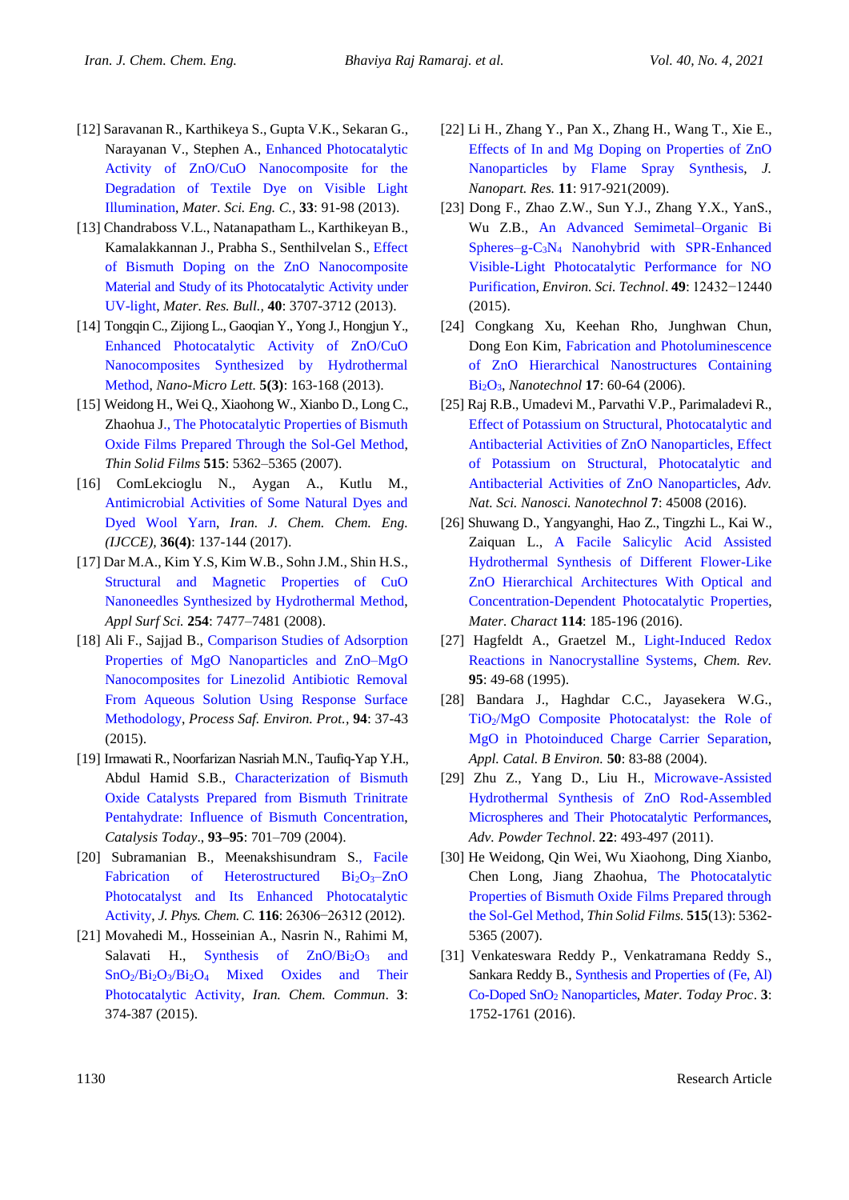[12] Saravanan R., Karthikeya S., Gupta V.K., Sekaran G., Narayanan V., Stephen A., Enhanced Photocatalytic Activity of ZnO/CuO Nanocomposite for the Degradation of Textile Dye on Visible Light Illumination, *Mater. Sci. Eng. C.*, **33**: 91-98 (2013).

[13] Chandraboss V.L., Natanapatham L., Karthikeyan B., Kamalakkannan J., Prabha S., Senthilvelan S., Effect of Bismuth Doping on the ZnO Nanocomposite Material and Study of its Photocatalytic Activity under UV-light, *Mater. Res. Bull.*, **40**: 3707-3712 (2013).

[14] Tongqin C., Zijiong L., Gaoqian Y., Yong J., Hongjun Y., Enhanced Photocatalytic Activity of ZnO/CuO Nanocomposites Synthesized by Hydrothermal Method, *Nano-Micro Lett.* **5(3)**: 163-168 (2013).

[15] Weidong H., Wei Q., Xiaohong W., Xianbo D., Long C., Zhaohua J., The Photocatalytic Properties of Bismuth Oxide Films Prepared Through the Sol-Gel Method, *Thin Solid Films* **515**: 5362–5365 (2007).

[16] ComLekcioglu N., Aygan A., Kutlu M., Antimicrobial Activities of Some Natural Dyes and Dyed Wool Yarn, *Iran. J. Chem. Chem. Eng. (IJCCE)*, **36(4)**: 137-144 (2017).

[17] Dar M.A., Kim Y.S, Kim W.B., Sohn J.M., Shin H.S., Structural and Magnetic Properties of CuO Nanoneedles Synthesized by Hydrothermal Method, *Appl Surf Sci.* **254**: 7477–7481 (2008).

[18] Ali F., Sajjad B., Comparison Studies of Adsorption Properties of MgO Nanoparticles and ZnO–MgO Nanocomposites for Linezolid Antibiotic Removal From Aqueous Solution Using Response Surface Methodology, *Process Saf. Environ. Prot.*, **94**: 37-43 (2015).

[19] Irmawati R., Noorfarizan Nasriah M.N., Taufiq-Yap Y.H., Abdul Hamid S.B., Characterization of Bismuth Oxide Catalysts Prepared from Bismuth Trinitrate Pentahydrate: Influence of Bismuth Concentration, *Catalysis Today*., **93–95**: 701–709 (2004).

[20] Subramanian B., Meenakshisundram S., Facile Fabrication of Heterostructured $Bi_2O_3$–ZnO Photocatalyst and Its Enhanced Photocatalytic Activity, *J. Phys. Chem. C.* **116**: 26306−26312 (2012).

[21] Movahedi M., Hosseinian A., Nasrin N., Rahimi M, Salavati H., Synthesis of ZnO/$Bi_2O_3$ and $SnO_2$/$Bi_2O_3$/$Bi_2O_4$ Mixed Oxides and Their Photocatalytic Activity, *Iran. Chem. Commun*. **3**: 374-387 (2015).

[22] Li H., Zhang Y., Pan X., Zhang H., Wang T., Xie E., Effects of In and Mg Doping on Properties of ZnO Nanoparticles by Flame Spray Synthesis, *J. Nanopart. Res.* **11**: 917-921(2009).

[23] Dong F., Zhao Z.W., Sun Y.J., Zhang Y.X., YanS., Wu Z.B., An Advanced Semimetal–Organic Bi Spheres–g-$C_3N_4$ Nanohybrid with SPR-Enhanced Visible-Light Photocatalytic Performance for NO Purification, *Environ. Sci. Technol*. **49**: 12432−12440 (2015).

[24] Congkang Xu, Keehan Rho, Junghwan Chun, Dong Eon Kim, Fabrication and Photoluminescence of ZnO Hierarchical Nanostructures Containing $Bi_2O_3$, *Nanotechnol* **17**: 60-64 (2006).

[25] Raj R.B., Umadevi M., Parvathi V.P., Parimaladevi R., Effect of Potassium on Structural, Photocatalytic and Antibacterial Activities of ZnO Nanoparticles, Effect of Potassium on Structural, Photocatalytic and Antibacterial Activities of ZnO Nanoparticles, *Adv. Nat. Sci. Nanosci. Nanotechnol* **7**: 45008 (2016).

[26] Shuwang D., Yangyanghi, Hao Z., Tingzhi L., Kai W., Zaiquan L., A Facile Salicylic Acid Assisted Hydrothermal Synthesis of Different Flower-Like ZnO Hierarchical Architectures With Optical and Concentration-Dependent Photocatalytic Properties, *Mater. Charact* **114**: 185-196 (2016).

[27] Hagfeldt A., Graetzel M., Light-Induced Redox Reactions in Nanocrystalline Systems, *Chem. Rev*. **95**: 49-68 (1995).

[28] Bandara J., Haghdar C.C., Jayasekera W.G., $TiO_2$/MgO Composite Photocatalyst: the Role of MgO in Photoinduced Charge Carrier Separation, *Appl. Catal. B Environ.* **50**: 83-88 (2004).

[29] Zhu Z., Yang D., Liu H., Microwave-Assisted Hydrothermal Synthesis of ZnO Rod-Assembled Microspheres and Their Photocatalytic Performances, *Adv. Powder Technol*. **22**: 493-497 (2011).

[30] He Weidong, Qin Wei, Wu Xiaohong, Ding Xianbo, Chen Long, Jiang Zhaohua, The Photocatalytic Properties of Bismuth Oxide Films Prepared through the Sol-Gel Method, *Thin Solid Films.* **515**(13): 5362-5365 (2007).

[31] Venkateswara Reddy P., Venkatramana Reddy S., Sankara Reddy B., Synthesis and Properties of (Fe, Al) Co-Doped $SnO_2$ Nanoparticles, *Mater. Today Proc*. **3**: 1752-1761 (2016).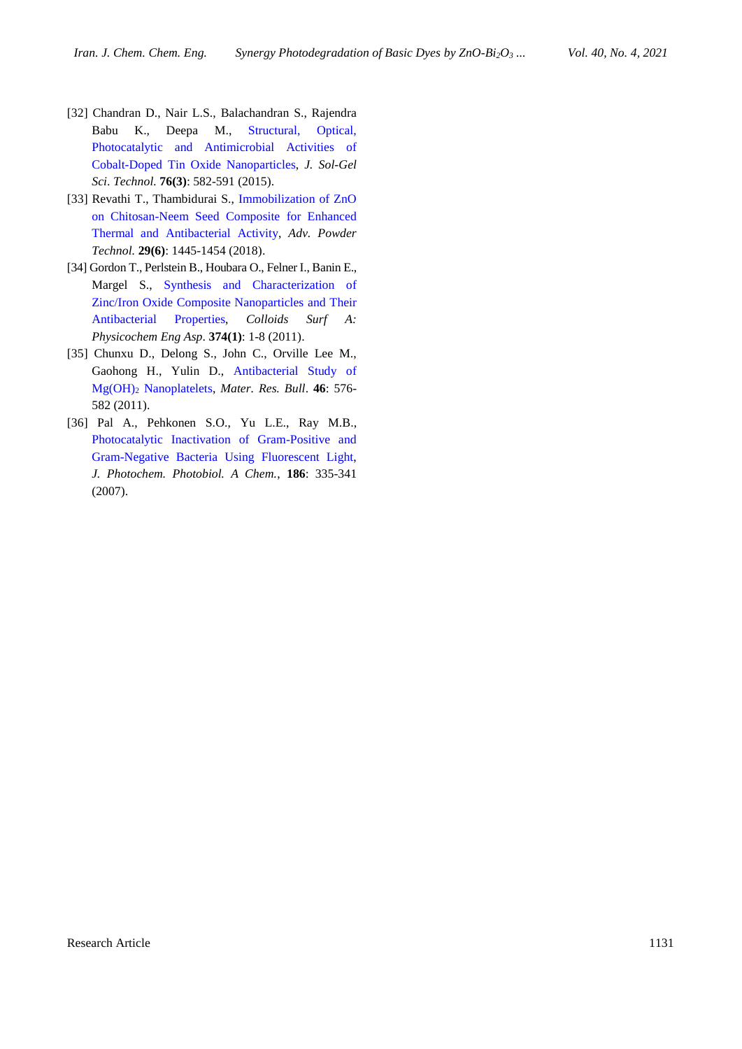[32] Chandran D., Nair L.S., Balachandran S., Rajendra Babu K., Deepa M., Structural, Optical, Photocatalytic and Antimicrobial Activities of Cobalt-Doped Tin Oxide Nanoparticles, *J. Sol-Gel Sci. Technol.* **76(3)**: 582-591 (2015).

[33] Revathi T., Thambidurai S., Immobilization of ZnO on Chitosan-Neem Seed Composite for Enhanced Thermal and Antibacterial Activity, *Adv. Powder Technol.* **29(6)**: 1445-1454 (2018).

[34] Gordon T., Perlstein B., Houbara O., Felner I., Banin E., Margel S., Synthesis and Characterization of Zinc/Iron Oxide Composite Nanoparticles and Their Antibacterial Properties, *Colloids Surf A: Physicochem Eng Asp*. **374(1)**: 1-8 (2011).

[35] Chunxu D., Delong S., John C., Orville Lee M., Gaohong H., Yulin D., Antibacterial Study of $Mg(OH)_2$ Nanoplatelets, *Mater. Res. Bull*. **46**: 576-582 (2011).

[36] Pal A., Pehkonen S.O., Yu L.E., Ray M.B., Photocatalytic Inactivation of Gram-Positive and Gram-Negative Bacteria Using Fluorescent Light, *J. Photochem. Photobiol. A Chem.*, **186**: 335-341 (2007).